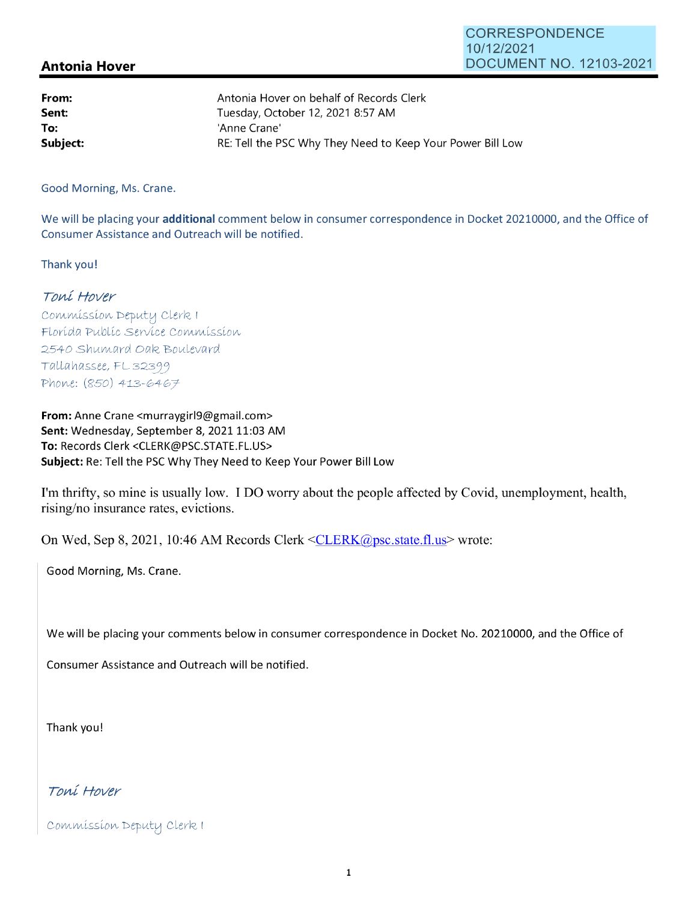CORRESPONDENCE
10/12/2021
DOCUMENT NO. 12103-2021

**Antonia Hover**

| | |
|---|---|
| **From:** | Antonia Hover on behalf of Records Clerk |
| **Sent:** | Tuesday, October 12, 2021 8:57 AM |
| **To:** | 'Anne Crane' |
| **Subject:** | RE: Tell the PSC Why They Need to Keep Your Power Bill Low |

Good Morning, Ms. Crane.

We will be placing your **additional** comment below in consumer correspondence in Docket 20210000, and the Office of Consumer Assistance and Outreach will be notified.

Thank you!

*Toni Hover*
Commission Deputy Clerk I
Florida Public Service Commission
2540 Shumard Oak Boulevard
Tallahassee, FL 32399
Phone: (850) 413-6467

**From:** Anne Crane <murraygirl9@gmail.com>
**Sent:** Wednesday, September 8, 2021 11:03 AM
**To:** Records Clerk <CLERK@PSC.STATE.FL.US>
**Subject:** Re: Tell the PSC Why They Need to Keep Your Power Bill Low

I'm thrifty, so mine is usually low. I DO worry about the people affected by Covid, unemployment, health, rising/no insurance rates, evictions.

On Wed, Sep 8, 2021, 10:46 AM Records Clerk <CLERK@psc.state.fl.us> wrote:

> Good Morning, Ms. Crane.
>
> We will be placing your comments below in consumer correspondence in Docket No. 20210000, and the Office of Consumer Assistance and Outreach will be notified.
>
> Thank you!
>
> *Toni Hover*
>
> Commission Deputy Clerk I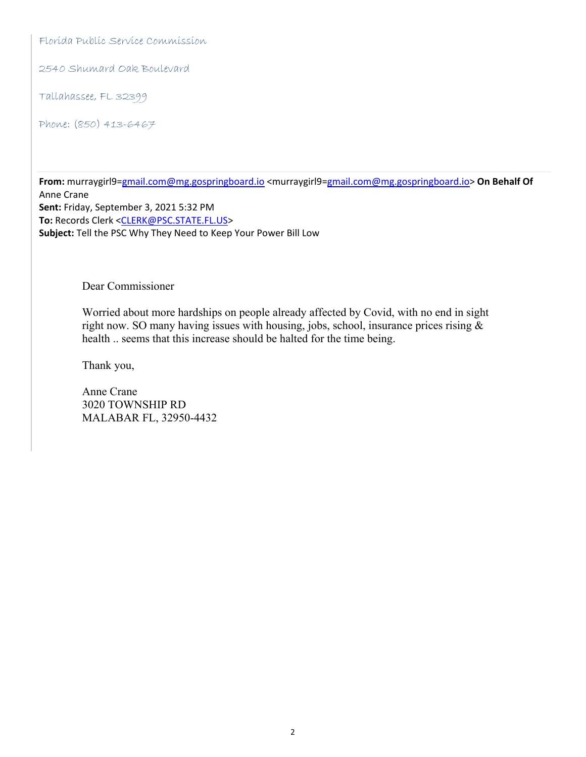Florida Public Service Commission

2540 Shumard Oak Boulevard

Tallahassee, FL 32399

Phone: (850) 413-6467

---

**From:** murraygirl9=gmail.com@mg.gospringboard.io <murraygirl9=gmail.com@mg.gospringboard.io> **On Behalf Of** Anne Crane
**Sent:** Friday, September 3, 2021 5:32 PM
**To:** Records Clerk <CLERK@PSC.STATE.FL.US>
**Subject:** Tell the PSC Why They Need to Keep Your Power Bill Low

Dear Commissioner

Worried about more hardships on people already affected by Covid, with no end in sight right now. SO many having issues with housing, jobs, school, insurance prices rising & health .. seems that this increase should be halted for the time being.

Thank you,

Anne Crane
3020 TOWNSHIP RD
MALABAR FL, 32950-4432